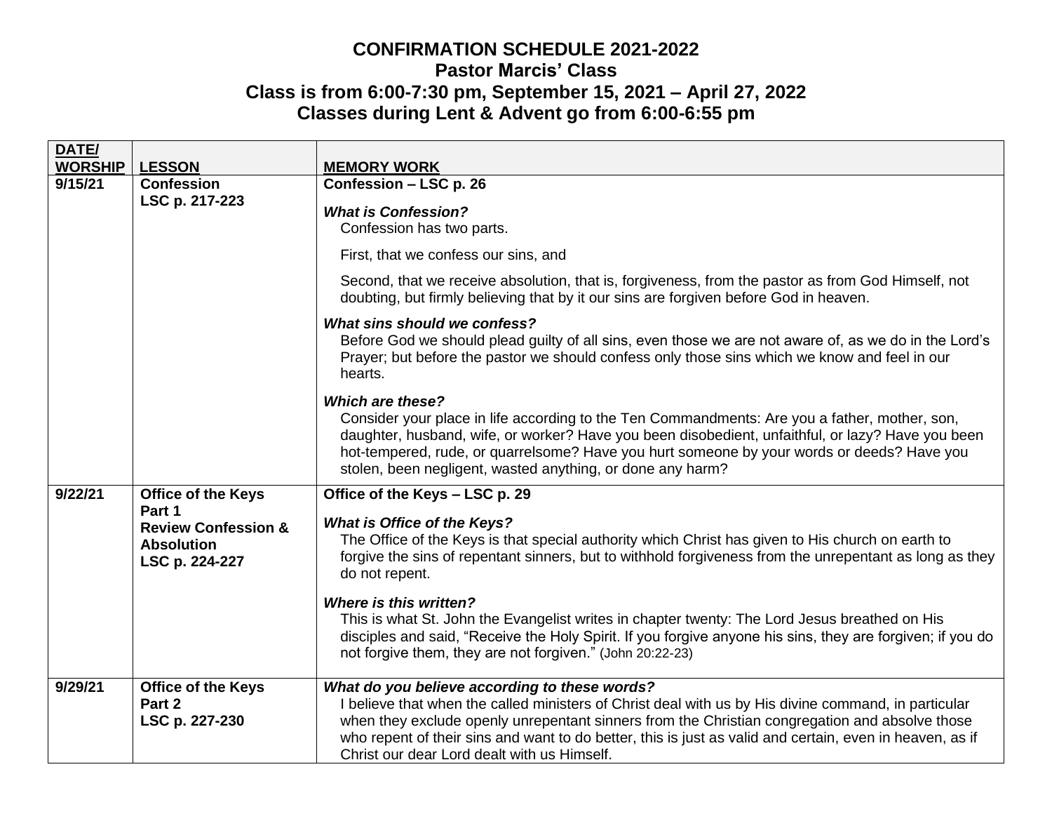# CONFIRMATION SCHEDULE 2021-2022
## Pastor Marcis' Class
## Class is from 6:00-7:30 pm, September 15, 2021 – April 27, 2022
## Classes during Lent & Advent go from 6:00-6:55 pm

| DATE/ WORSHIP | LESSON | MEMORY WORK |
|---|---|---|
| **9/15/21** | **Confession**<br>**LSC p. 217-223** | **Confession – LSC p. 26**<br><br>***What is Confession?***<br>Confession has two parts.<br><br>First, that we confess our sins, and<br><br>Second, that we receive absolution, that is, forgiveness, from the pastor as from God Himself, not doubting, but firmly believing that by it our sins are forgiven before God in heaven.<br><br>***What sins should we confess?***<br>Before God we should plead guilty of all sins, even those we are not aware of, as we do in the Lord's Prayer; but before the pastor we should confess only those sins which we know and feel in our hearts.<br><br>***Which are these?***<br>Consider your place in life according to the Ten Commandments: Are you a father, mother, son, daughter, husband, wife, or worker? Have you been disobedient, unfaithful, or lazy? Have you been hot-tempered, rude, or quarrelsome? Have you hurt someone by your words or deeds? Have you stolen, been negligent, wasted anything, or done any harm? |
| **9/22/21** | **Office of the Keys Part 1**<br>**Review Confession & Absolution**<br>**LSC p. 224-227** | **Office of the Keys – LSC p. 29**<br><br>***What is Office of the Keys?***<br>The Office of the Keys is that special authority which Christ has given to His church on earth to forgive the sins of repentant sinners, but to withhold forgiveness from the unrepentant as long as they do not repent.<br><br>***Where is this written?***<br>This is what St. John the Evangelist writes in chapter twenty: The Lord Jesus breathed on His disciples and said, "Receive the Holy Spirit. If you forgive anyone his sins, they are forgiven; if you do not forgive them, they are not forgiven." (John 20:22-23) |
| **9/29/21** | **Office of the Keys Part 2**<br>**LSC p. 227-230** | ***What do you believe according to these words?***<br>I believe that when the called ministers of Christ deal with us by His divine command, in particular when they exclude openly unrepentant sinners from the Christian congregation and absolve those who repent of their sins and want to do better, this is just as valid and certain, even in heaven, as if Christ our dear Lord dealt with us Himself. |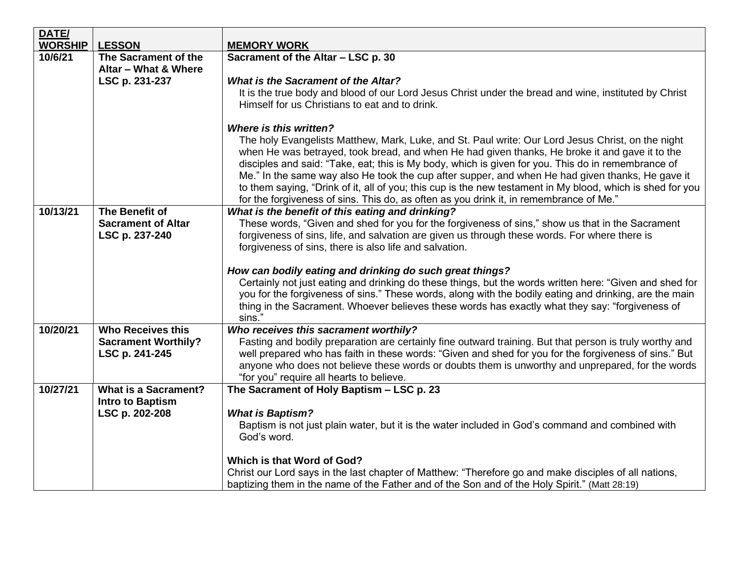| DATE/ WORSHIP | LESSON | MEMORY WORK |
|---|---|---|
| 10/6/21 | **The Sacrament of the Altar – What & Where LSC p. 231-237** | **Sacrament of the Altar – LSC p. 30**<br><br>***What is the Sacrament of the Altar?***<br>It is the true body and blood of our Lord Jesus Christ under the bread and wine, instituted by Christ Himself for us Christians to eat and to drink.<br><br>***Where is this written?***<br>The holy Evangelists Matthew, Mark, Luke, and St. Paul write: Our Lord Jesus Christ, on the night when He was betrayed, took bread, and when He had given thanks, He broke it and gave it to the disciples and said: "Take, eat; this is My body, which is given for you. This do in remembrance of Me." In the same way also He took the cup after supper, and when He had given thanks, He gave it to them saying, "Drink of it, all of you; this cup is the new testament in My blood, which is shed for you for the forgiveness of sins. This do, as often as you drink it, in remembrance of Me." |
| 10/13/21 | **The Benefit of Sacrament of Altar LSC p. 237-240** | ***What is the benefit of this eating and drinking?***<br>These words, "Given and shed for you for the forgiveness of sins," show us that in the Sacrament forgiveness of sins, life, and salvation are given us through these words. For where there is forgiveness of sins, there is also life and salvation.<br><br>***How can bodily eating and drinking do such great things?***<br>Certainly not just eating and drinking do these things, but the words written here: "Given and shed for you for the forgiveness of sins." These words, along with the bodily eating and drinking, are the main thing in the Sacrament. Whoever believes these words has exactly what they say: "forgiveness of sins." |
| 10/20/21 | **Who Receives this Sacrament Worthily? LSC p. 241-245** | ***Who receives this sacrament worthily?***<br>Fasting and bodily preparation are certainly fine outward training. But that person is truly worthy and well prepared who has faith in these words: "Given and shed for you for the forgiveness of sins." But anyone who does not believe these words or doubts them is unworthy and unprepared, for the words "for you" require all hearts to believe. |
| 10/27/21 | **What is a Sacrament? Intro to Baptism LSC p. 202-208** | **The Sacrament of Holy Baptism – LSC p. 23**<br><br>***What is Baptism?***<br>Baptism is not just plain water, but it is the water included in God's command and combined with God's word.<br><br>**Which is that Word of God?**<br>Christ our Lord says in the last chapter of Matthew: "Therefore go and make disciples of all nations, baptizing them in the name of the Father and of the Son and of the Holy Spirit." (Matt 28:19) |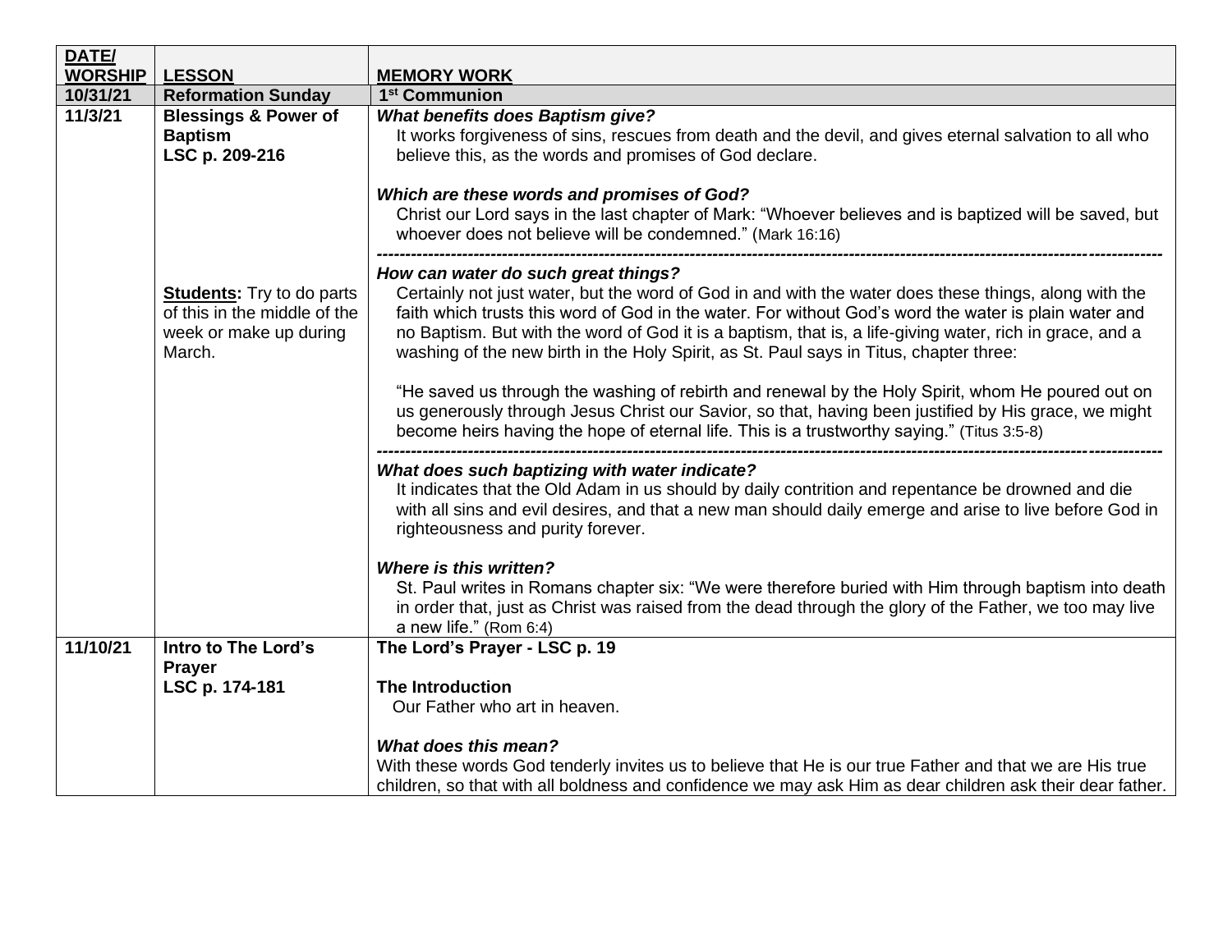| DATE/ WORSHIP | LESSON | MEMORY WORK |
|---|---|---|
| **10/31/21** | **Reformation Sunday** | **1st Communion** |
| **11/3/21** | **Blessings & Power of Baptism**<br>**LSC p. 209-216**<br><br><br><br><br><br>**Students:** Try to do parts of this in the middle of the week or make up during March. | ***What benefits does Baptism give?***<br>It works forgiveness of sins, rescues from death and the devil, and gives eternal salvation to all who believe this, as the words and promises of God declare.<br><br>***Which are these words and promises of God?***<br>Christ our Lord says in the last chapter of Mark: "Whoever believes and is baptized will be saved, but whoever does not believe will be condemned." (Mark 16:16)<br>------------------------------------------------------------<br>***How can water do such great things?***<br>Certainly not just water, but the word of God in and with the water does these things, along with the faith which trusts this word of God in the water. For without God's word the water is plain water and no Baptism. But with the word of God it is a baptism, that is, a life-giving water, rich in grace, and a washing of the new birth in the Holy Spirit, as St. Paul says in Titus, chapter three:<br><br>"He saved us through the washing of rebirth and renewal by the Holy Spirit, whom He poured out on us generously through Jesus Christ our Savior, so that, having been justified by His grace, we might become heirs having the hope of eternal life. This is a trustworthy saying." (Titus 3:5-8)<br>------------------------------------------------------------<br>***What does such baptizing with water indicate?***<br>It indicates that the Old Adam in us should by daily contrition and repentance be drowned and die with all sins and evil desires, and that a new man should daily emerge and arise to live before God in righteousness and purity forever.<br><br>***Where is this written?***<br>St. Paul writes in Romans chapter six: "We were therefore buried with Him through baptism into death in order that, just as Christ was raised from the dead through the glory of the Father, we too may live a new life." (Rom 6:4) |
| **11/10/21** | **Intro to The Lord's Prayer**<br>**LSC p. 174-181** | **The Lord's Prayer - LSC p. 19**<br><br>**The Introduction**<br>Our Father who art in heaven.<br><br>***What does this mean?***<br>With these words God tenderly invites us to believe that He is our true Father and that we are His true children, so that with all boldness and confidence we may ask Him as dear children ask their dear father. |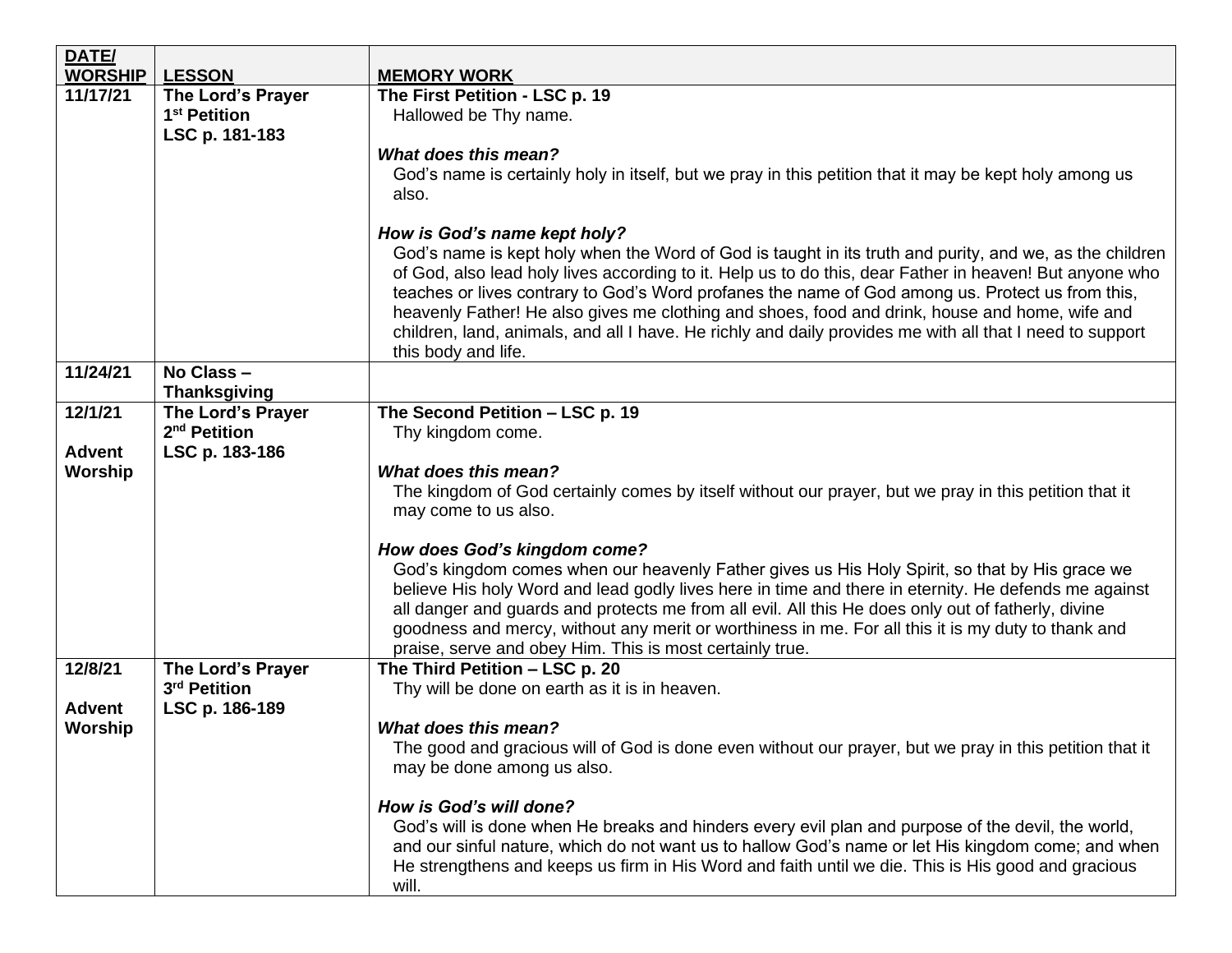| DATE/ WORSHIP | LESSON | MEMORY WORK |
|---|---|---|
| **11/17/21** | **The Lord's Prayer**<br>**1st Petition**<br>**LSC p. 181-183** | **The First Petition - LSC p. 19**<br>Hallowed be Thy name.<br><br>***What does this mean?***<br>God's name is certainly holy in itself, but we pray in this petition that it may be kept holy among us also.<br><br>***How is God's name kept holy?***<br>God's name is kept holy when the Word of God is taught in its truth and purity, and we, as the children of God, also lead holy lives according to it. Help us to do this, dear Father in heaven! But anyone who teaches or lives contrary to God's Word profanes the name of God among us. Protect us from this, heavenly Father! He also gives me clothing and shoes, food and drink, house and home, wife and children, land, animals, and all I have. He richly and daily provides me with all that I need to support this body and life. |
| **11/24/21** | **No Class – Thanksgiving** | |
| **12/1/21**<br><br>**Advent Worship** | **The Lord's Prayer**<br>**2nd Petition**<br>**LSC p. 183-186** | **The Second Petition – LSC p. 19**<br>Thy kingdom come.<br><br>***What does this mean?***<br>The kingdom of God certainly comes by itself without our prayer, but we pray in this petition that it may come to us also.<br><br>***How does God's kingdom come?***<br>God's kingdom comes when our heavenly Father gives us His Holy Spirit, so that by His grace we believe His holy Word and lead godly lives here in time and there in eternity. He defends me against all danger and guards and protects me from all evil. All this He does only out of fatherly, divine goodness and mercy, without any merit or worthiness in me. For all this it is my duty to thank and praise, serve and obey Him. This is most certainly true. |
| **12/8/21**<br><br>**Advent Worship** | **The Lord's Prayer**<br>**3rd Petition**<br>**LSC p. 186-189** | **The Third Petition – LSC p. 20**<br>Thy will be done on earth as it is in heaven.<br><br>***What does this mean?***<br>The good and gracious will of God is done even without our prayer, but we pray in this petition that it may be done among us also.<br><br>***How is God's will done?***<br>God's will is done when He breaks and hinders every evil plan and purpose of the devil, the world, and our sinful nature, which do not want us to hallow God's name or let His kingdom come; and when He strengthens and keeps us firm in His Word and faith until we die. This is His good and gracious will. |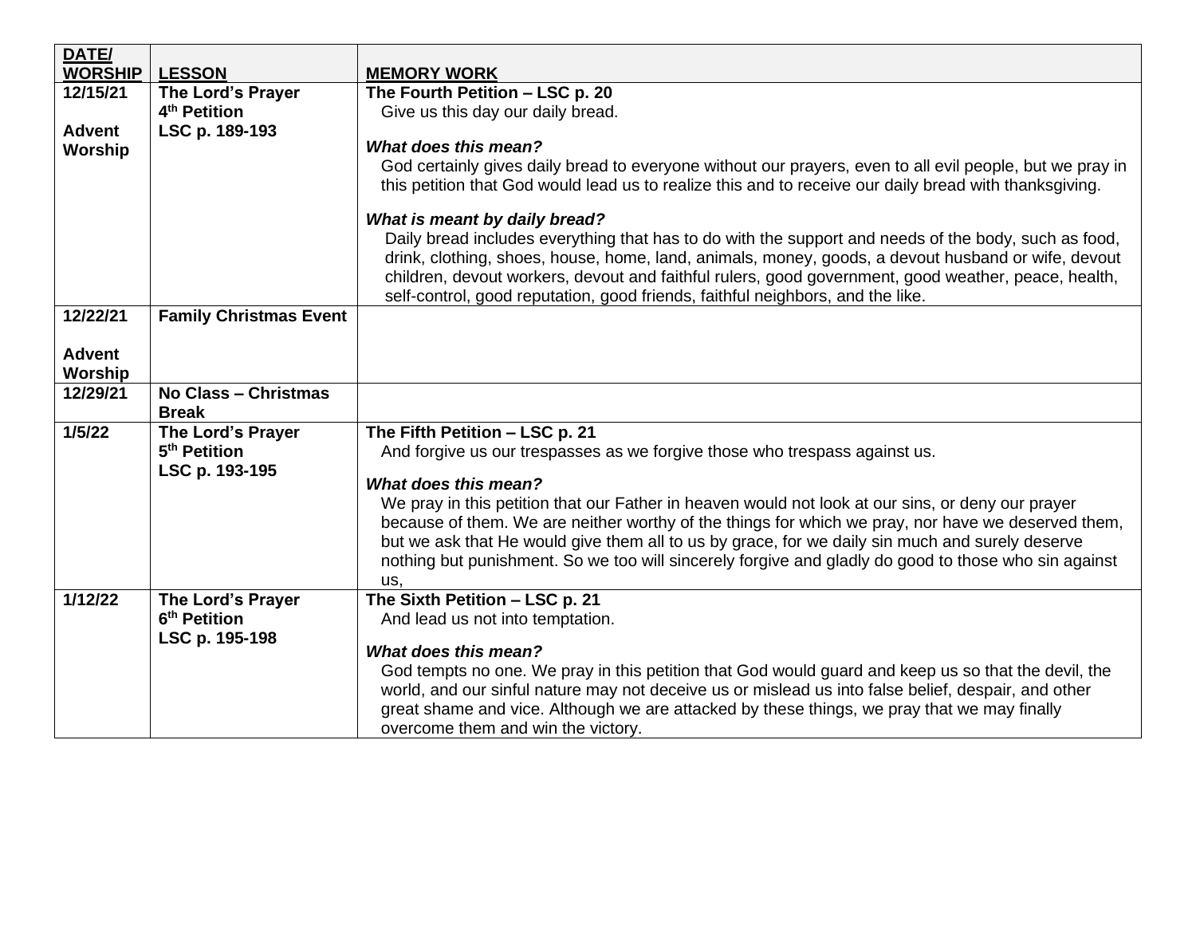| DATE/ WORSHIP | LESSON | MEMORY WORK |
|---|---|---|
| **12/15/21**<br><br>**Advent Worship** | **The Lord's Prayer**<br>**4th Petition**<br>**LSC p. 189-193** | **The Fourth Petition – LSC p. 20**<br>Give us this day our daily bread.<br><br>***What does this mean?***<br>God certainly gives daily bread to everyone without our prayers, even to all evil people, but we pray in this petition that God would lead us to realize this and to receive our daily bread with thanksgiving.<br><br>***What is meant by daily bread?***<br>Daily bread includes everything that has to do with the support and needs of the body, such as food, drink, clothing, shoes, house, home, land, animals, money, goods, a devout husband or wife, devout children, devout workers, devout and faithful rulers, good government, good weather, peace, health, self-control, good reputation, good friends, faithful neighbors, and the like. |
| **12/22/21**<br><br>**Advent Worship** | **Family Christmas Event** | |
| **12/29/21** | **No Class – Christmas Break** | |
| **1/5/22** | **The Lord's Prayer**<br>**5th Petition**<br>**LSC p. 193-195** | **The Fifth Petition – LSC p. 21**<br>And forgive us our trespasses as we forgive those who trespass against us.<br><br>***What does this mean?***<br>We pray in this petition that our Father in heaven would not look at our sins, or deny our prayer because of them. We are neither worthy of the things for which we pray, nor have we deserved them, but we ask that He would give them all to us by grace, for we daily sin much and surely deserve nothing but punishment. So we too will sincerely forgive and gladly do good to those who sin against us, |
| **1/12/22** | **The Lord's Prayer**<br>**6th Petition**<br>**LSC p. 195-198** | **The Sixth Petition – LSC p. 21**<br>And lead us not into temptation.<br><br>***What does this mean?***<br>God tempts no one. We pray in this petition that God would guard and keep us so that the devil, the world, and our sinful nature may not deceive us or mislead us into false belief, despair, and other great shame and vice. Although we are attacked by these things, we pray that we may finally overcome them and win the victory. |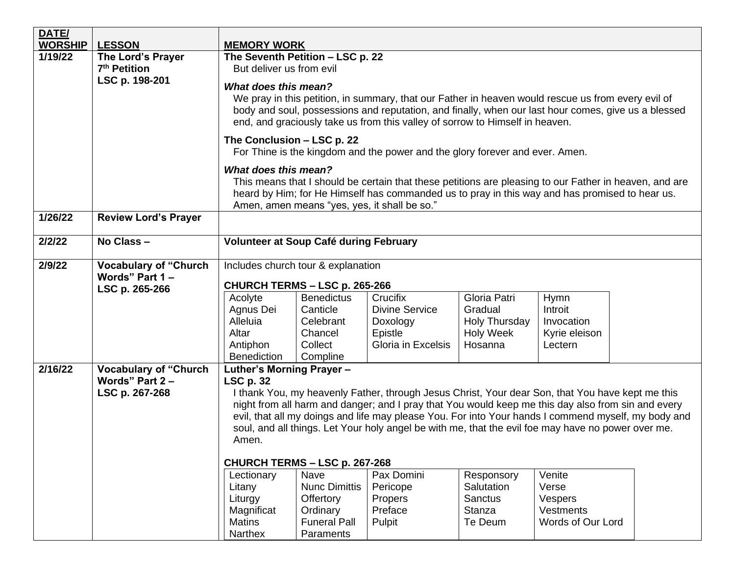| DATE/ WORSHIP | LESSON | MEMORY WORK |
|---|---|---|
| 1/19/22 | **The Lord's Prayer 7th Petition LSC p. 198-201** | **The Seventh Petition – LSC p. 22**<br>But deliver us from evil<br><br>***What does this mean?***<br>We pray in this petition, in summary, that our Father in heaven would rescue us from every evil of body and soul, possessions and reputation, and finally, when our last hour comes, give us a blessed end, and graciously take us from this valley of sorrow to Himself in heaven.<br><br>**The Conclusion – LSC p. 22**<br>For Thine is the kingdom and the power and the glory forever and ever. Amen.<br><br>***What does this mean?***<br>This means that I should be certain that these petitions are pleasing to our Father in heaven, and are heard by Him; for He Himself has commanded us to pray in this way and has promised to hear us. Amen, amen means "yes, yes, it shall be so." |
| 1/26/22 | **Review Lord's Prayer** | |
| 2/2/22 | **No Class –** | **Volunteer at Soup Café during February** |
| 2/9/22 | **Vocabulary of "Church Words" Part 1 – LSC p. 265-266** | Includes church tour & explanation<br><br>**CHURCH TERMS – LSC p. 265-266**<br>Acolyte, Agnus Dei, Alleluia, Altar, Antiphon, Benediction<br>Benedictus, Canticle, Celebrant, Chancel, Collect, Compline<br>Crucifix, Divine Service, Doxology, Epistle, Gloria in Excelsis<br>Gloria Patri, Gradual, Holy Thursday, Holy Week, Hosanna<br>Hymn, Introit, Invocation, Kyrie eleison, Lectern |
| 2/16/22 | **Vocabulary of "Church Words" Part 2 – LSC p. 267-268** | **Luther's Morning Prayer – LSC p. 32**<br>I thank You, my heavenly Father, through Jesus Christ, Your dear Son, that You have kept me this night from all harm and danger; and I pray that You would keep me this day also from sin and every evil, that all my doings and life may please You. For into Your hands I commend myself, my body and soul, and all things. Let Your holy angel be with me, that the evil foe may have no power over me. Amen.<br><br>**CHURCH TERMS – LSC p. 267-268**<br>Lectionary, Litany, Liturgy, Magnificat, Matins, Narthex<br>Nave, Nunc Dimittis, Offertory, Ordinary, Funeral Pall, Paraments<br>Pax Domini, Pericope, Propers, Preface, Pulpit<br>Responsory, Salutation, Sanctus, Stanza, Te Deum<br>Venite, Verse, Vespers, Vestments, Words of Our Lord |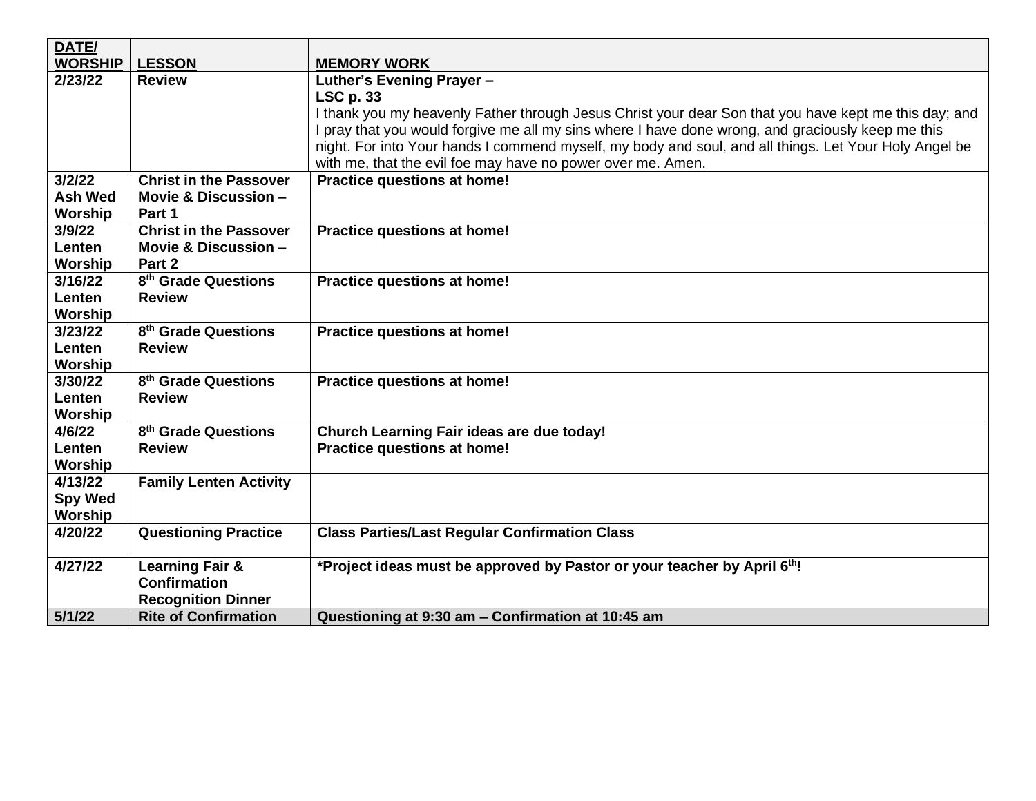| DATE/ WORSHIP | LESSON | MEMORY WORK |
|---|---|---|
| **2/23/22** | **Review** | **Luther's Evening Prayer – LSC p. 33** I thank you my heavenly Father through Jesus Christ your dear Son that you have kept me this day; and I pray that you would forgive me all my sins where I have done wrong, and graciously keep me this night. For into Your hands I commend myself, my body and soul, and all things. Let Your Holy Angel be with me, that the evil foe may have no power over me. Amen. |
| **3/2/22 Ash Wed Worship** | **Christ in the Passover Movie & Discussion – Part 1** | **Practice questions at home!** |
| **3/9/22 Lenten Worship** | **Christ in the Passover Movie & Discussion – Part 2** | **Practice questions at home!** |
| **3/16/22 Lenten Worship** | **8th Grade Questions Review** | **Practice questions at home!** |
| **3/23/22 Lenten Worship** | **8th Grade Questions Review** | **Practice questions at home!** |
| **3/30/22 Lenten Worship** | **8th Grade Questions Review** | **Practice questions at home!** |
| **4/6/22 Lenten Worship** | **8th Grade Questions Review** | **Church Learning Fair ideas are due today! Practice questions at home!** |
| **4/13/22 Spy Wed Worship** | **Family Lenten Activity** | |
| **4/20/22** | **Questioning Practice** | **Class Parties/Last Regular Confirmation Class** |
| **4/27/22** | **Learning Fair & Confirmation Recognition Dinner** | ***Project ideas must be approved by Pastor or your teacher by April 6th!** |
| **5/1/22** | **Rite of Confirmation** | **Questioning at 9:30 am – Confirmation at 10:45 am** |